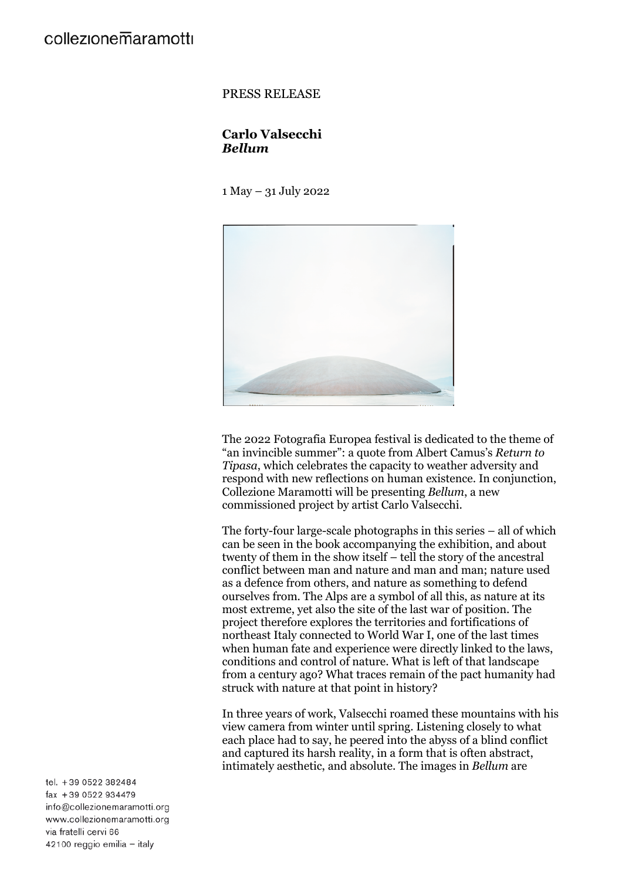PRESS RELEASE

**Carlo Valsecchi**
***Bellum***

1 May – 31 July 2022

The 2022 Fotografia Europea festival is dedicated to the theme of "an invincible summer": a quote from Albert Camus's *Return to Tipasa*, which celebrates the capacity to weather adversity and respond with new reflections on human existence. In conjunction, Collezione Maramotti will be presenting *Bellum*, a new commissioned project by artist Carlo Valsecchi.

The forty-four large-scale photographs in this series – all of which can be seen in the book accompanying the exhibition, and about twenty of them in the show itself – tell the story of the ancestral conflict between man and nature and man and man; nature used as a defence from others, and nature as something to defend ourselves from. The Alps are a symbol of all this, as nature at its most extreme, yet also the site of the last war of position. The project therefore explores the territories and fortifications of northeast Italy connected to World War I, one of the last times when human fate and experience were directly linked to the laws, conditions and control of nature. What is left of that landscape from a century ago? What traces remain of the pact humanity had struck with nature at that point in history?

In three years of work, Valsecchi roamed these mountains with his view camera from winter until spring. Listening closely to what each place had to say, he peered into the abyss of a blind conflict and captured its harsh reality, in a form that is often abstract, intimately aesthetic, and absolute. The images in *Bellum* are

tel. +39 0522 382484
fax +39 0522 934479
info@collezionemaramotti.org
www.collezionemaramotti.org
via fratelli cervi 66
42100 reggio emilia – italy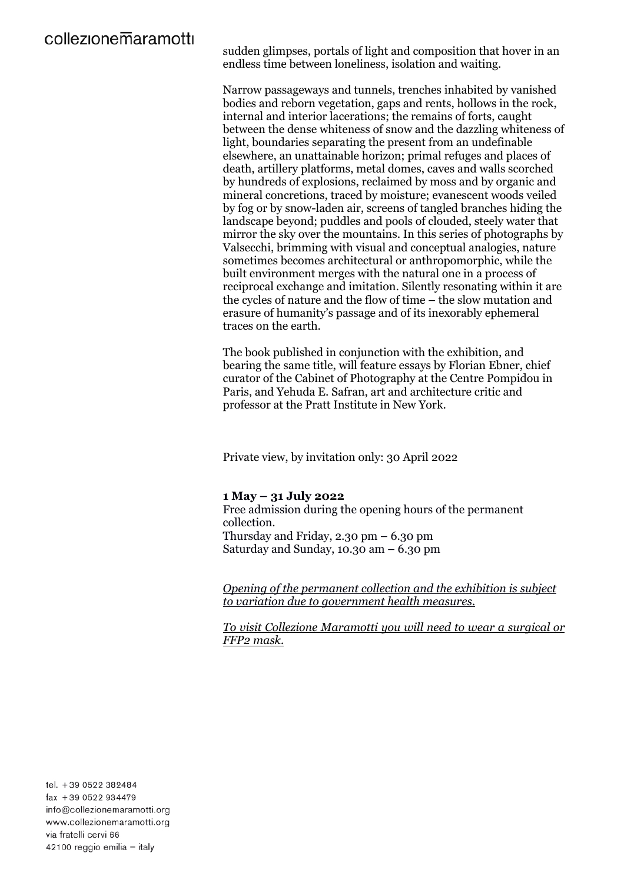sudden glimpses, portals of light and composition that hover in an endless time between loneliness, isolation and waiting.

Narrow passageways and tunnels, trenches inhabited by vanished bodies and reborn vegetation, gaps and rents, hollows in the rock, internal and interior lacerations; the remains of forts, caught between the dense whiteness of snow and the dazzling whiteness of light, boundaries separating the present from an undefinable elsewhere, an unattainable horizon; primal refuges and places of death, artillery platforms, metal domes, caves and walls scorched by hundreds of explosions, reclaimed by moss and by organic and mineral concretions, traced by moisture; evanescent woods veiled by fog or by snow-laden air, screens of tangled branches hiding the landscape beyond; puddles and pools of clouded, steely water that mirror the sky over the mountains. In this series of photographs by Valsecchi, brimming with visual and conceptual analogies, nature sometimes becomes architectural or anthropomorphic, while the built environment merges with the natural one in a process of reciprocal exchange and imitation. Silently resonating within it are the cycles of nature and the flow of time – the slow mutation and erasure of humanity's passage and of its inexorably ephemeral traces on the earth.

The book published in conjunction with the exhibition, and bearing the same title, will feature essays by Florian Ebner, chief curator of the Cabinet of Photography at the Centre Pompidou in Paris, and Yehuda E. Safran, art and architecture critic and professor at the Pratt Institute in New York.

Private view, by invitation only: 30 April 2022

**1 May – 31 July 2022**
Free admission during the opening hours of the permanent collection.
Thursday and Friday, 2.30 pm – 6.30 pm
Saturday and Sunday, 10.30 am – 6.30 pm

*Opening of the permanent collection and the exhibition is subject to variation due to government health measures.*

*To visit Collezione Maramotti you will need to wear a surgical or FFP2 mask.*

tel. +39 0522 382484
fax +39 0522 934479
info@collezionemaramotti.org
www.collezionemaramotti.org
via fratelli cervi 66
42100 reggio emilia – italy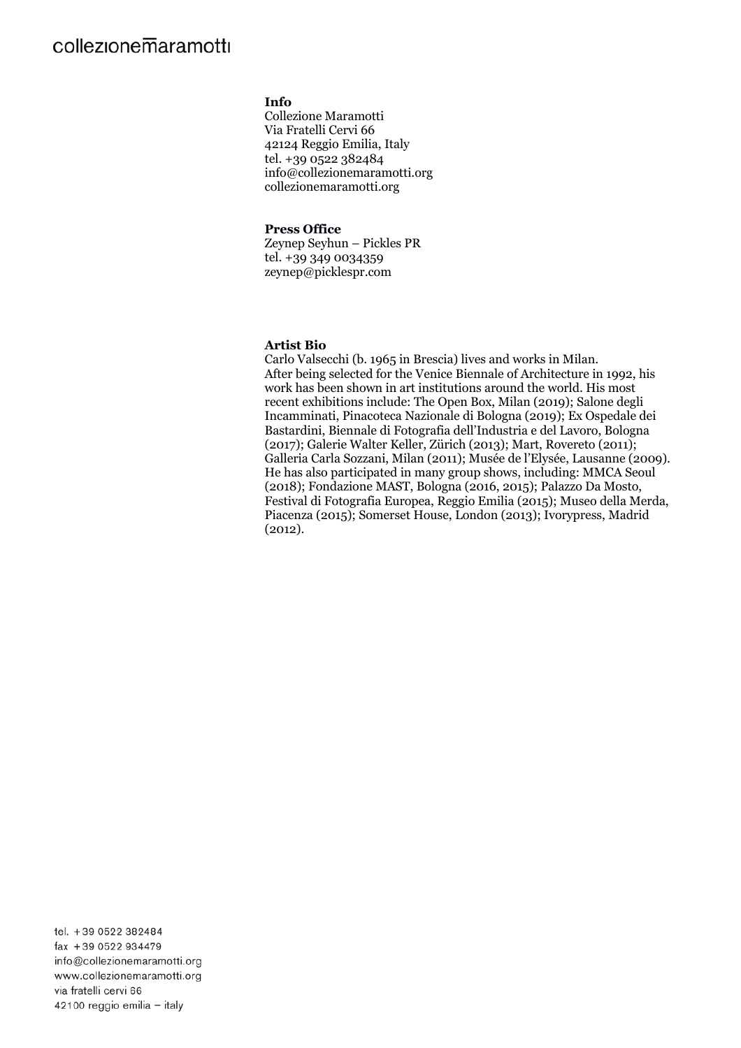**Info**
Collezione Maramotti
Via Fratelli Cervi 66
42124 Reggio Emilia, Italy
tel. +39 0522 382484
info@collezionemaramotti.org
collezionemaramotti.org

**Press Office**
Zeynep Seyhun – Pickles PR
tel. +39 349 0034359
zeynep@picklespr.com

**Artist Bio**
Carlo Valsecchi (b. 1965 in Brescia) lives and works in Milan.
After being selected for the Venice Biennale of Architecture in 1992, his work has been shown in art institutions around the world. His most recent exhibitions include: The Open Box, Milan (2019); Salone degli Incamminati, Pinacoteca Nazionale di Bologna (2019); Ex Ospedale dei Bastardini, Biennale di Fotografia dell'Industria e del Lavoro, Bologna (2017); Galerie Walter Keller, Zürich (2013); Mart, Rovereto (2011); Galleria Carla Sozzani, Milan (2011); Musée de l'Elysée, Lausanne (2009). He has also participated in many group shows, including: MMCA Seoul (2018); Fondazione MAST, Bologna (2016, 2015); Palazzo Da Mosto, Festival di Fotografia Europea, Reggio Emilia (2015); Museo della Merda, Piacenza (2015); Somerset House, London (2013); Ivorypress, Madrid (2012).